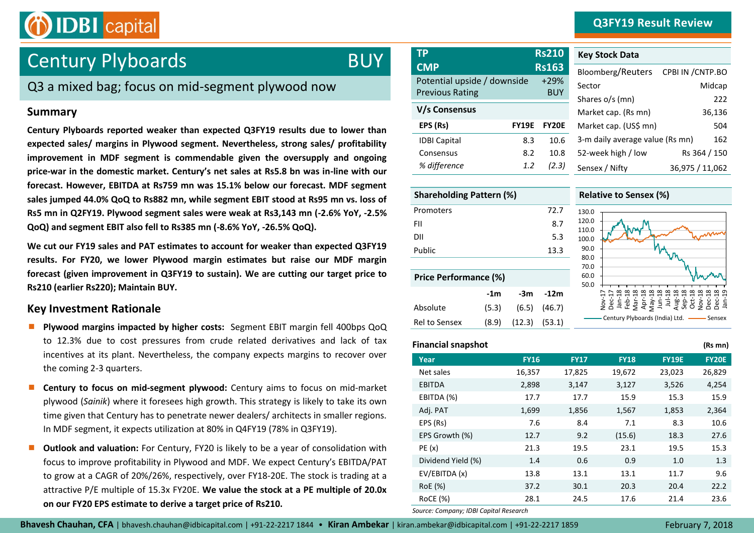# Century Plyboards — BUY

## Q3 a mixed bag; focus on mid-segment plywood now

Q3FY19 Result Review

### Summary

**Century Plyboards reported weaker than expected Q3FY19 results due to lower than expected sales/ margins in Plywood segment. Nevertheless, strong sales/ profitability improvement in MDF segment is commendable given the oversupply and ongoing price-war in the domestic market. Century's net sales at Rs5.8 bn was in-line with our forecast. However, EBITDA at Rs759 mn was 15.1% below our forecast. MDF segment sales jumped 44.0% QoQ to Rs882 mn, while segment EBIT stood at Rs95 mn vs. loss of Rs5 mn in Q2FY19. Plywood segment sales were weak at Rs3,143 mn (-2.6% YoY, -2.5% QoQ) and segment EBIT also fell to Rs385 mn (-8.6% YoY, -26.5% QoQ).**

**We cut our FY19 sales and PAT estimates to account for weaker than expected Q3FY19 results. For FY20, we lower Plywood margin estimates but raise our MDF margin forecast (given improvement in Q3FY19 to sustain). We are cutting our target price to Rs210 (earlier Rs220); Maintain BUY.**

### Key Investment Rationale

- **Plywood margins impacted by higher costs:** Segment EBIT margin fell 400bps QoQ to 12.3% due to cost pressures from crude related derivatives and lack of tax incentives at its plant. Nevertheless, the company expects margins to recover over the coming 2-3 quarters.
- **Century to focus on mid-segment plywood:** Century aims to focus on mid-market plywood (*Sainik*) where it foresees high growth. This strategy is likely to take its own time given that Century has to penetrate newer dealers/ architects in smaller regions. In MDF segment, it expects utilization at 80% in Q4FY19 (78% in Q3FY19).
- **Outlook and valuation:** For Century, FY20 is likely to be a year of consolidation with focus to improve profitability in Plywood and MDF. We expect Century's EBITDA/PAT to grow at a CAGR of 20%/26%, respectively, over FY18-20E. The stock is trading at a attractive P/E multiple of 15.3x FY20E. **We value the stock at a PE multiple of 20.0x on our FY20 EPS estimate to derive a target price of Rs210.**

| | |
|---|---|
| **TP** | **Rs210** |
| **CMP** | **Rs163** |
| Potential upside / downside | +29% |
| Previous Rating | BUY |

**V/s Consensus**

| EPS (Rs) | FY19E | FY20E |
|---|---|---|
| IDBI Capital | 8.3 | 10.6 |
| Consensus | 8.2 | 10.8 |
| *% difference* | *1.2* | *(2.3)* |

**Key Stock Data**

| | |
|---|---|
| Bloomberg/Reuters | CPBI IN /CNTP.BO |
| Sector | Midcap |
| Shares o/s (mn) | 222 |
| Market cap. (Rs mn) | 36,136 |
| Market cap. (US$ mn) | 504 |
| 3-m daily average value (Rs mn) | 162 |
| 52-week high / low | Rs 364 / 150 |
| Sensex / Nifty | 36,975 / 11,062 |

**Shareholding Pattern (%)**

| | |
|---|---|
| Promoters | 72.7 |
| FII | 8.7 |
| DII | 5.3 |
| Public | 13.3 |

**Price Performance (%)**

| | -1m | -3m | -12m |
|---|---|---|---|
| Absolute | (5.3) | (6.5) | (46.7) |
| Rel to Sensex | (8.9) | (12.3) | (53.1) |

**Relative to Sensex (%)**

(Chart: Century Plyboards (India) Ltd. vs Sensex, Nov-17 to Jan-19)

**Financial snapshot** (Rs mn)

| Year | FY16 | FY17 | FY18 | FY19E | FY20E |
|---|---|---|---|---|---|
| Net sales | 16,357 | 17,825 | 19,672 | 23,023 | 26,829 |
| EBITDA | 2,898 | 3,147 | 3,127 | 3,526 | 4,254 |
| EBITDA (%) | 17.7 | 17.7 | 15.9 | 15.3 | 15.9 |
| Adj. PAT | 1,699 | 1,856 | 1,567 | 1,853 | 2,364 |
| EPS (Rs) | 7.6 | 8.4 | 7.1 | 8.3 | 10.6 |
| EPS Growth (%) | 12.7 | 9.2 | (15.6) | 18.3 | 27.6 |
| PE (x) | 21.3 | 19.5 | 23.1 | 19.5 | 15.3 |
| Dividend Yield (%) | 1.4 | 0.6 | 0.9 | 1.0 | 1.3 |
| EV/EBITDA (x) | 13.8 | 13.1 | 13.1 | 11.7 | 9.6 |
| RoE (%) | 37.2 | 30.1 | 20.3 | 20.4 | 22.2 |
| RoCE (%) | 28.1 | 24.5 | 17.6 | 21.4 | 23.6 |

*Source: Company; IDBI Capital Research*

**Bhavesh Chauhan, CFA** | bhavesh.chauhan@idbicapital.com | +91-22-2217 1844 • **Kiran Ambekar** | kiran.ambekar@idbicapital.com | +91-22-2217 1859

February 7, 2018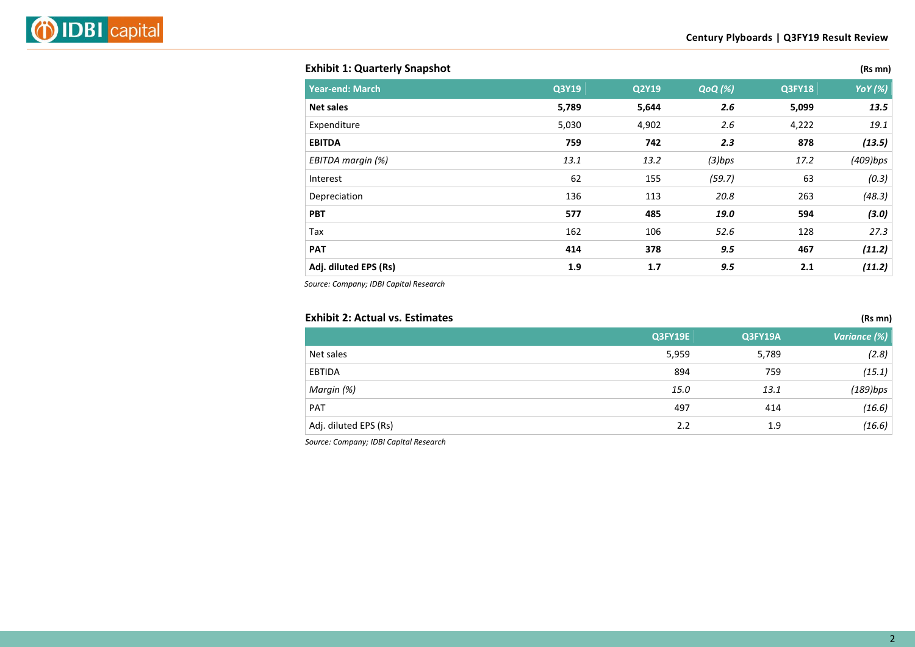**Exhibit 1: Quarterly Snapshot** (Rs mn)

| Year-end: March | Q3Y19 | Q2Y19 | *QoQ (%)* | Q3FY18 | *YoY (%)* |
|---|---|---|---|---|---|
| **Net sales** | **5,789** | **5,644** | ***2.6*** | **5,099** | ***13.5*** |
| Expenditure | 5,030 | 4,902 | *2.6* | 4,222 | *19.1* |
| **EBITDA** | **759** | **742** | ***2.3*** | **878** | ***(13.5)*** |
| *EBITDA margin (%)* | *13.1* | *13.2* | *(3)bps* | *17.2* | *(409)bps* |
| Interest | 62 | 155 | *(59.7)* | 63 | *(0.3)* |
| Depreciation | 136 | 113 | *20.8* | 263 | *(48.3)* |
| **PBT** | **577** | **485** | ***19.0*** | **594** | ***(3.0)*** |
| Tax | 162 | 106 | *52.6* | 128 | *27.3* |
| **PAT** | **414** | **378** | ***9.5*** | **467** | ***(11.2)*** |
| **Adj. diluted EPS (Rs)** | **1.9** | **1.7** | ***9.5*** | **2.1** | ***(11.2)*** |

*Source: Company; IDBI Capital Research*

**Exhibit 2: Actual vs. Estimates** (Rs mn)

| | Q3FY19E | Q3FY19A | *Variance (%)* |
|---|---|---|---|
| Net sales | 5,959 | 5,789 | *(2.8)* |
| EBTIDA | 894 | 759 | *(15.1)* |
| *Margin (%)* | *15.0* | *13.1* | *(189)bps* |
| PAT | 497 | 414 | *(16.6)* |
| Adj. diluted EPS (Rs) | 2.2 | 1.9 | *(16.6)* |

*Source: Company; IDBI Capital Research*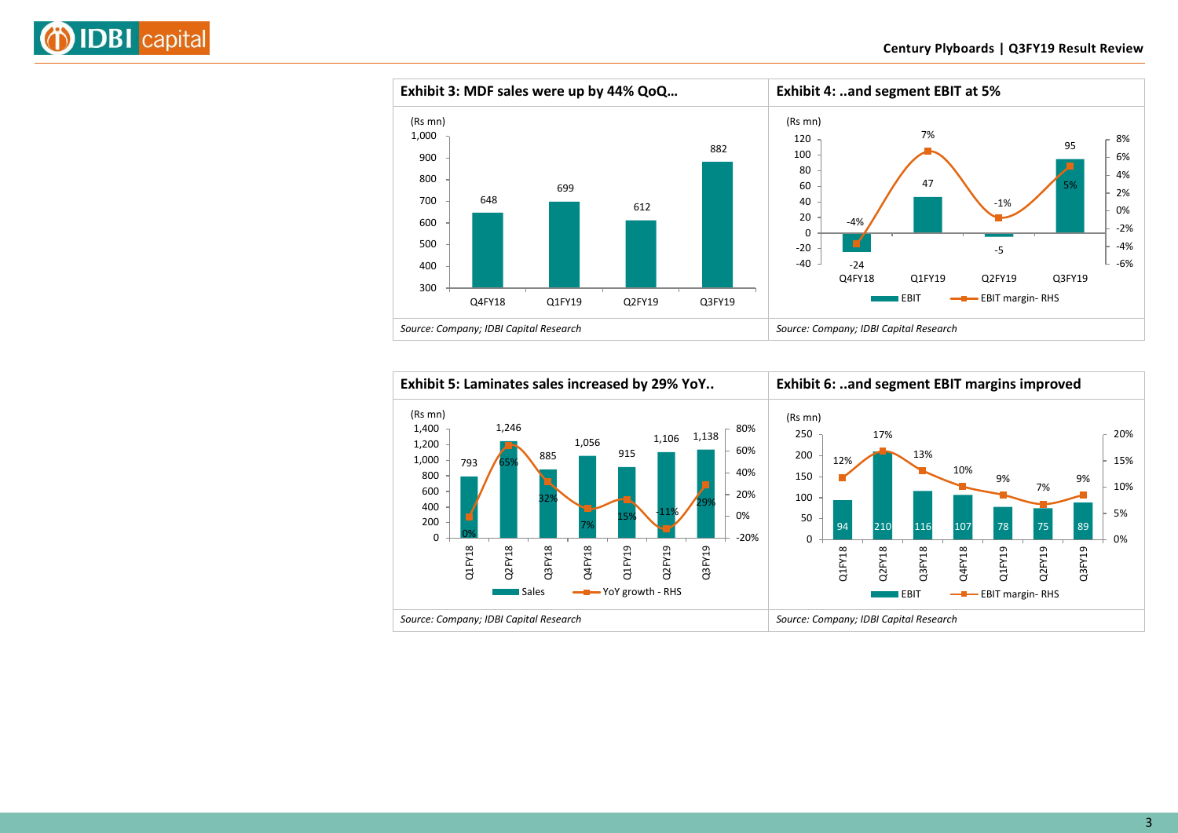**Exhibit 3: MDF sales were up by 44% QoQ…**

(Rs mn)

| Quarter | Sales |
|---|---|
| Q4FY18 | 648 |
| Q1FY19 | 699 |
| Q2FY19 | 612 |
| Q3FY19 | 882 |

*Source: Company; IDBI Capital Research*

**Exhibit 4: ..and segment EBIT at 5%**

(Rs mn)

| Quarter | EBIT | EBIT margin- RHS |
|---|---|---|
| Q4FY18 | -24 | -4% |
| Q1FY19 | 47 | 7% |
| Q2FY19 | -5 | -1% |
| Q3FY19 | 95 | 5% |

*Source: Company; IDBI Capital Research*

**Exhibit 5: Laminates sales increased by 29% YoY..**

(Rs mn)

| Quarter | Sales | YoY growth - RHS |
|---|---|---|
| Q1FY18 | 793 | 0% |
| Q2FY18 | 1,246 | 65% |
| Q3FY18 | 885 | 32% |
| Q4FY18 | 1,056 | 7% |
| Q1FY19 | 915 | 15% |
| Q2FY19 | 1,106 | -11% |
| Q3FY19 | 1,138 | 29% |

*Source: Company; IDBI Capital Research*

**Exhibit 6: ..and segment EBIT margins improved**

(Rs mn)

| Quarter | EBIT | EBIT margin- RHS |
|---|---|---|
| Q1FY18 | 94 | 12% |
| Q2FY18 | 210 | 17% |
| Q3FY18 | 116 | 13% |
| Q4FY18 | 107 | 10% |
| Q1FY19 | 78 | 9% |
| Q2FY19 | 75 | 7% |
| Q3FY19 | 89 | 9% |

*Source: Company; IDBI Capital Research*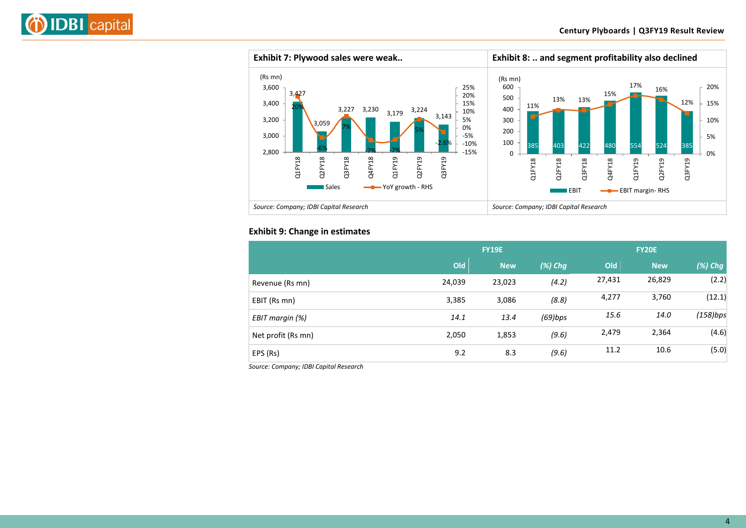**Exhibit 7: Plywood sales were weak..**

| (Rs mn) | Q1FY18 | Q2FY18 | Q3FY18 | Q4FY18 | Q1FY19 | Q2FY19 | Q3FY19 |
|---|---|---|---|---|---|---|---|
| Sales | 3,427 | 3,059 | 3,227 | 3,230 | 3,179 | 3,224 | 3,143 |
| YoY growth - RHS | 20% | -6% | 7% | -7% | -7% | 5% | -2.6% |

*Source: Company; IDBI Capital Research*

**Exhibit 8: .. and segment profitability also declined**

| (Rs mn) | Q1FY18 | Q2FY18 | Q3FY18 | Q4FY18 | Q1FY19 | Q2FY19 | Q3FY19 |
|---|---|---|---|---|---|---|---|
| EBIT | 385 | 403 | 422 | 480 | 554 | 524 | 385 |
| EBIT margin- RHS | 11% | 13% | 13% | 15% | 17% | 16% | 12% |

*Source: Company; IDBI Capital Research*

**Exhibit 9: Change in estimates**

| | FY19E | | | FY20E | | |
|---|---|---|---|---|---|---|
| | Old | New | *(%) Chg* | Old | New | *(%) Chg* |
| Revenue (Rs mn) | 24,039 | 23,023 | *(4.2)* | 27,431 | 26,829 | (2.2) |
| EBIT (Rs mn) | 3,385 | 3,086 | *(8.8)* | 4,277 | 3,760 | (12.1) |
| *EBIT margin (%)* | *14.1* | *13.4* | *(69)bps* | *15.6* | *14.0* | *(158)bps* |
| Net profit (Rs mn) | 2,050 | 1,853 | *(9.6)* | 2,479 | 2,364 | (4.6) |
| EPS (Rs) | 9.2 | 8.3 | *(9.6)* | 11.2 | 10.6 | (5.0) |

*Source: Company; IDBI Capital Research*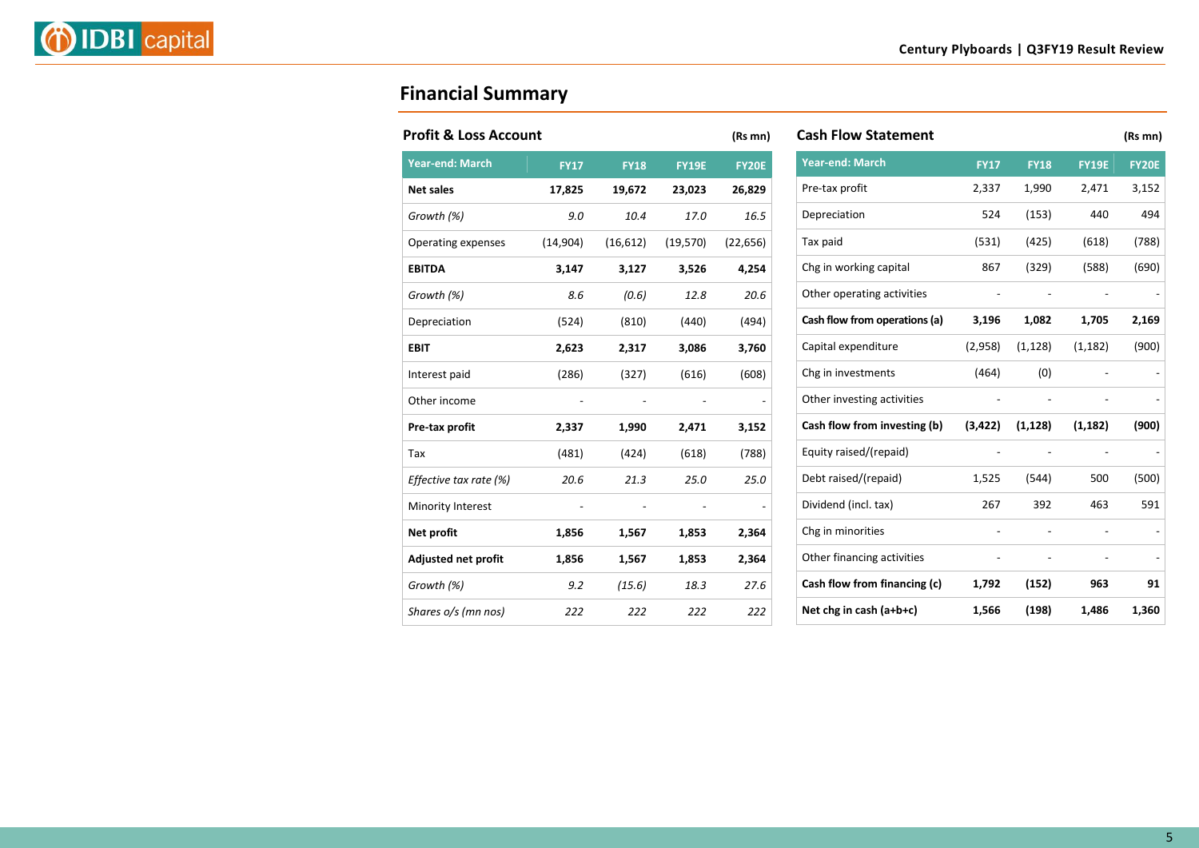## Financial Summary

### Profit & Loss Account

(Rs mn)

| Year-end: March | FY17 | FY18 | FY19E | FY20E |
|---|---|---|---|---|
| **Net sales** | **17,825** | **19,672** | **23,023** | **26,829** |
| *Growth (%)* | *9.0* | *10.4* | *17.0* | *16.5* |
| Operating expenses | (14,904) | (16,612) | (19,570) | (22,656) |
| **EBITDA** | **3,147** | **3,127** | **3,526** | **4,254** |
| *Growth (%)* | *8.6* | *(0.6)* | *12.8* | *20.6* |
| Depreciation | (524) | (810) | (440) | (494) |
| **EBIT** | **2,623** | **2,317** | **3,086** | **3,760** |
| Interest paid | (286) | (327) | (616) | (608) |
| Other income | - | - | - | - |
| **Pre-tax profit** | **2,337** | **1,990** | **2,471** | **3,152** |
| Tax | (481) | (424) | (618) | (788) |
| *Effective tax rate (%)* | *20.6* | *21.3* | *25.0* | *25.0* |
| Minority Interest | - | - | - | - |
| **Net profit** | **1,856** | **1,567** | **1,853** | **2,364** |
| **Adjusted net profit** | **1,856** | **1,567** | **1,853** | **2,364** |
| *Growth (%)* | *9.2* | *(15.6)* | *18.3* | *27.6* |
| *Shares o/s (mn nos)* | *222* | *222* | *222* | *222* |

### Cash Flow Statement

(Rs mn)

| Year-end: March | FY17 | FY18 | FY19E | FY20E |
|---|---|---|---|---|
| Pre-tax profit | 2,337 | 1,990 | 2,471 | 3,152 |
| Depreciation | 524 | (153) | 440 | 494 |
| Tax paid | (531) | (425) | (618) | (788) |
| Chg in working capital | 867 | (329) | (588) | (690) |
| Other operating activities | - | - | - | - |
| **Cash flow from operations (a)** | **3,196** | **1,082** | **1,705** | **2,169** |
| Capital expenditure | (2,958) | (1,128) | (1,182) | (900) |
| Chg in investments | (464) | (0) | - | - |
| Other investing activities | - | - | - | - |
| **Cash flow from investing (b)** | **(3,422)** | **(1,128)** | **(1,182)** | **(900)** |
| Equity raised/(repaid) | - | - | - | - |
| Debt raised/(repaid) | 1,525 | (544) | 500 | (500) |
| Dividend (incl. tax) | 267 | 392 | 463 | 591 |
| Chg in minorities | - | - | - | - |
| Other financing activities | - | - | - | - |
| **Cash flow from financing (c)** | **1,792** | **(152)** | **963** | **91** |
| **Net chg in cash (a+b+c)** | **1,566** | **(198)** | **1,486** | **1,360** |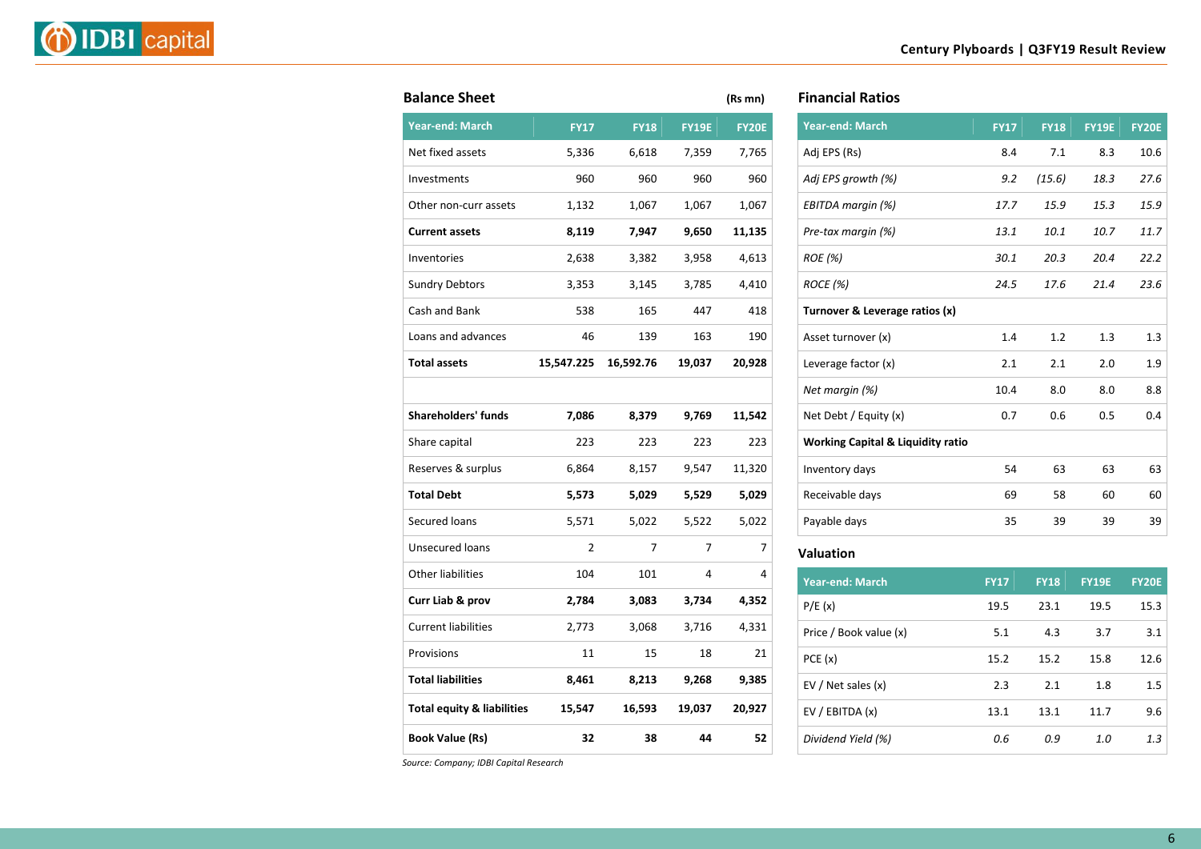## Balance Sheet

(Rs mn)

| Year-end: March | FY17 | FY18 | FY19E | FY20E |
|---|---|---|---|---|
| Net fixed assets | 5,336 | 6,618 | 7,359 | 7,765 |
| Investments | 960 | 960 | 960 | 960 |
| Other non-curr assets | 1,132 | 1,067 | 1,067 | 1,067 |
| **Current assets** | **8,119** | **7,947** | **9,650** | **11,135** |
| Inventories | 2,638 | 3,382 | 3,958 | 4,613 |
| Sundry Debtors | 3,353 | 3,145 | 3,785 | 4,410 |
| Cash and Bank | 538 | 165 | 447 | 418 |
| Loans and advances | 46 | 139 | 163 | 190 |
| **Total assets** | **15,547.225** | **16,592.76** | **19,037** | **20,928** |
| | | | | |
| **Shareholders' funds** | **7,086** | **8,379** | **9,769** | **11,542** |
| Share capital | 223 | 223 | 223 | 223 |
| Reserves & surplus | 6,864 | 8,157 | 9,547 | 11,320 |
| **Total Debt** | **5,573** | **5,029** | **5,529** | **5,029** |
| Secured loans | 5,571 | 5,022 | 5,522 | 5,022 |
| Unsecured loans | 2 | 7 | 7 | 7 |
| Other liabilities | 104 | 101 | 4 | 4 |
| **Curr Liab & prov** | **2,784** | **3,083** | **3,734** | **4,352** |
| Current liabilities | 2,773 | 3,068 | 3,716 | 4,331 |
| Provisions | 11 | 15 | 18 | 21 |
| **Total liabilities** | **8,461** | **8,213** | **9,268** | **9,385** |
| **Total equity & liabilities** | **15,547** | **16,593** | **19,037** | **20,927** |
| **Book Value (Rs)** | **32** | **38** | **44** | **52** |

*Source: Company; IDBI Capital Research*

## Financial Ratios

| Year-end: March | FY17 | FY18 | FY19E | FY20E |
|---|---|---|---|---|
| Adj EPS (Rs) | 8.4 | 7.1 | 8.3 | 10.6 |
| *Adj EPS growth (%)* | *9.2* | *(15.6)* | *18.3* | *27.6* |
| *EBITDA margin (%)* | *17.7* | *15.9* | *15.3* | *15.9* |
| *Pre-tax margin (%)* | *13.1* | *10.1* | *10.7* | *11.7* |
| *ROE (%)* | *30.1* | *20.3* | *20.4* | *22.2* |
| *ROCE (%)* | *24.5* | *17.6* | *21.4* | *23.6* |
| **Turnover & Leverage ratios (x)** | | | | |
| Asset turnover (x) | 1.4 | 1.2 | 1.3 | 1.3 |
| Leverage factor (x) | 2.1 | 2.1 | 2.0 | 1.9 |
| *Net margin (%)* | 10.4 | 8.0 | 8.0 | 8.8 |
| Net Debt / Equity (x) | 0.7 | 0.6 | 0.5 | 0.4 |
| **Working Capital & Liquidity ratio** | | | | |
| Inventory days | 54 | 63 | 63 | 63 |
| Receivable days | 69 | 58 | 60 | 60 |
| Payable days | 35 | 39 | 39 | 39 |

## Valuation

| Year-end: March | FY17 | FY18 | FY19E | FY20E |
|---|---|---|---|---|
| P/E (x) | 19.5 | 23.1 | 19.5 | 15.3 |
| Price / Book value (x) | 5.1 | 4.3 | 3.7 | 3.1 |
| PCE (x) | 15.2 | 15.2 | 15.8 | 12.6 |
| EV / Net sales (x) | 2.3 | 2.1 | 1.8 | 1.5 |
| EV / EBITDA (x) | 13.1 | 13.1 | 11.7 | 9.6 |
| *Dividend Yield (%)* | *0.6* | *0.9* | *1.0* | *1.3* |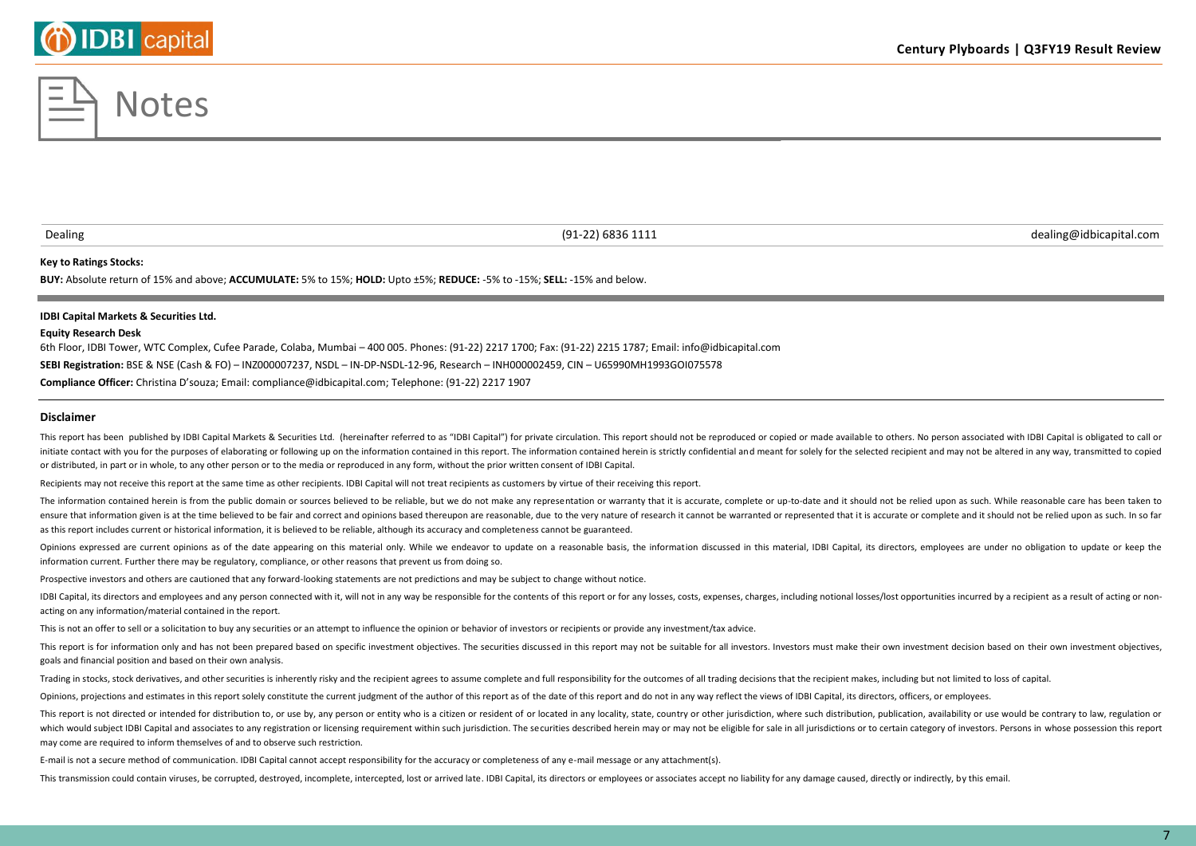# Notes

| Dealing | (91-22) 6836 1111 | dealing@idbicapital.com |
|---|---|---|

**Key to Ratings Stocks:**

**BUY:** Absolute return of 15% and above; **ACCUMULATE:** 5% to 15%; **HOLD:** Upto ±5%; **REDUCE:** -5% to -15%; **SELL:** -15% and below.

**IDBI Capital Markets & Securities Ltd.**

**Equity Research Desk**

6th Floor, IDBI Tower, WTC Complex, Cufee Parade, Colaba, Mumbai – 400 005. Phones: (91-22) 2217 1700; Fax: (91-22) 2215 1787; Email: info@idbicapital.com

**SEBI Registration:** BSE & NSE (Cash & FO) – INZ000007237, NSDL – IN-DP-NSDL-12-96, Research – INH000002459, CIN – U65990MH1993GOI075578

**Compliance Officer:** Christina D'souza; Email: compliance@idbicapital.com; Telephone: (91-22) 2217 1907

## Disclaimer

This report has been published by IDBI Capital Markets & Securities Ltd. (hereinafter referred to as "IDBI Capital") for private circulation. This report should not be reproduced or copied or made available to others. No person associated with IDBI Capital is obligated to call or initiate contact with you for the purposes of elaborating or following up on the information contained in this report. The information contained herein is strictly confidential and meant for solely for the selected recipient and may not be altered in any way, transmitted to copied or distributed, in part or in whole, to any other person or to the media or reproduced in any form, without the prior written consent of IDBI Capital.

Recipients may not receive this report at the same time as other recipients. IDBI Capital will not treat recipients as customers by virtue of their receiving this report.

The information contained herein is from the public domain or sources believed to be reliable, but we do not make any representation or warranty that it is accurate, complete or up-to-date and it should not be relied upon as such. While reasonable care has been taken to ensure that information given is at the time believed to be fair and correct and opinions based thereupon are reasonable, due to the very nature of research it cannot be warranted or represented that it is accurate or complete and it should not be relied upon as such. In so far as this report includes current or historical information, it is believed to be reliable, although its accuracy and completeness cannot be guaranteed.

Opinions expressed are current opinions as of the date appearing on this material only. While we endeavor to update on a reasonable basis, the information discussed in this material, IDBI Capital, its directors, employees are under no obligation to update or keep the information current. Further there may be regulatory, compliance, or other reasons that prevent us from doing so.

Prospective investors and others are cautioned that any forward-looking statements are not predictions and may be subject to change without notice.

IDBI Capital, its directors and employees and any person connected with it, will not in any way be responsible for the contents of this report or for any losses, costs, expenses, charges, including notional losses/lost opportunities incurred by a recipient as a result of acting or non-acting on any information/material contained in the report.

This is not an offer to sell or a solicitation to buy any securities or an attempt to influence the opinion or behavior of investors or recipients or provide any investment/tax advice.

This report is for information only and has not been prepared based on specific investment objectives. The securities discussed in this report may not be suitable for all investors. Investors must make their own investment decision based on their own investment objectives, goals and financial position and based on their own analysis.

Trading in stocks, stock derivatives, and other securities is inherently risky and the recipient agrees to assume complete and full responsibility for the outcomes of all trading decisions that the recipient makes, including but not limited to loss of capital.

Opinions, projections and estimates in this report solely constitute the current judgment of the author of this report as of the date of this report and do not in any way reflect the views of IDBI Capital, its directors, officers, or employees.

This report is not directed or intended for distribution to, or use by, any person or entity who is a citizen or resident of or located in any locality, state, country or other jurisdiction, where such distribution, publication, availability or use would be contrary to law, regulation or which would subject IDBI Capital and associates to any registration or licensing requirement within such jurisdiction. The securities described herein may or may not be eligible for sale in all jurisdictions or to certain category of investors. Persons in whose possession this report may come are required to inform themselves of and to observe such restriction.

E-mail is not a secure method of communication. IDBI Capital cannot accept responsibility for the accuracy or completeness of any e-mail message or any attachment(s).

This transmission could contain viruses, be corrupted, destroyed, incomplete, intercepted, lost or arrived late. IDBI Capital, its directors or employees or associates accept no liability for any damage caused, directly or indirectly, by this email.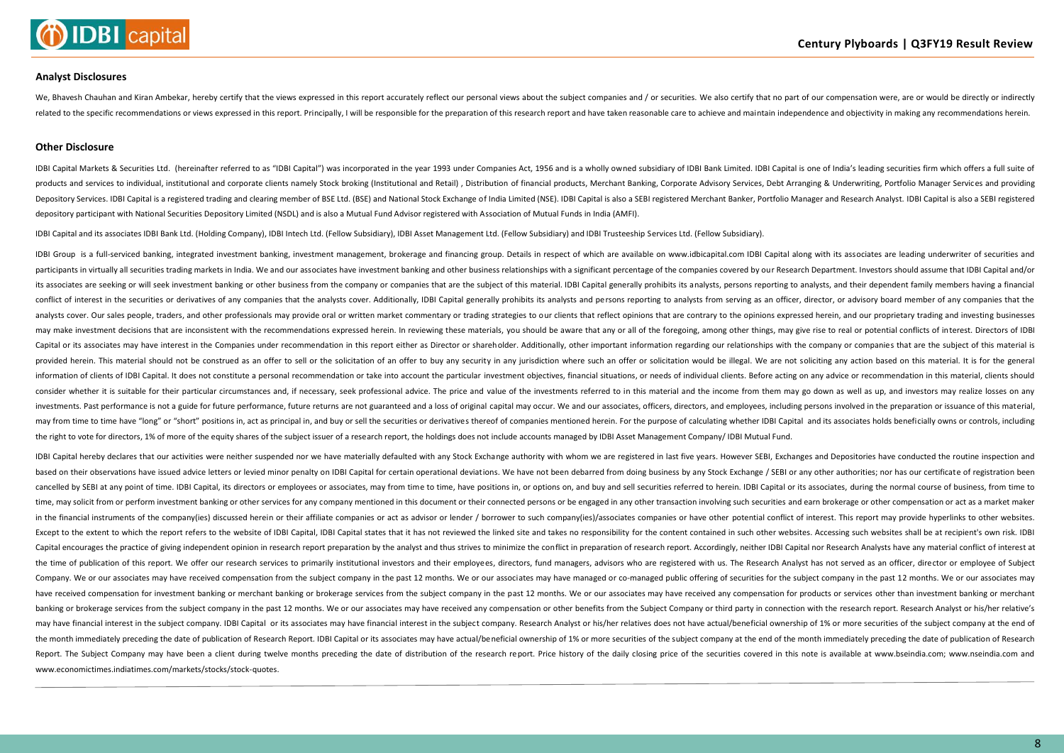## Analyst Disclosures

We, Bhavesh Chauhan and Kiran Ambekar, hereby certify that the views expressed in this report accurately reflect our personal views about the subject companies and / or securities. We also certify that no part of our compensation were, are or would be directly or indirectly related to the specific recommendations or views expressed in this report. Principally, I will be responsible for the preparation of this research report and have taken reasonable care to achieve and maintain independence and objectivity in making any recommendations herein.

## Other Disclosure

IDBI Capital Markets & Securities Ltd. (hereinafter referred to as "IDBI Capital") was incorporated in the year 1993 under Companies Act, 1956 and is a wholly owned subsidiary of IDBI Bank Limited. IDBI Capital is one of India's leading securities firm which offers a full suite of products and services to individual, institutional and corporate clients namely Stock broking (Institutional and Retail) , Distribution of financial products, Merchant Banking, Corporate Advisory Services, Debt Arranging & Underwriting, Portfolio Manager Services and providing Depository Services. IDBI Capital is a registered trading and clearing member of BSE Ltd. (BSE) and National Stock Exchange of India Limited (NSE). IDBI Capital is also a SEBI registered Merchant Banker, Portfolio Manager and Research Analyst. IDBI Capital is also a SEBI registered depository participant with National Securities Depository Limited (NSDL) and is also a Mutual Fund Advisor registered with Association of Mutual Funds in India (AMFI).

IDBI Capital and its associates IDBI Bank Ltd. (Holding Company), IDBI Intech Ltd. (Fellow Subsidiary), IDBI Asset Management Ltd. (Fellow Subsidiary) and IDBI Trusteeship Services Ltd. (Fellow Subsidiary).

IDBI Group is a full-serviced banking, integrated investment banking, investment management, brokerage and financing group. Details in respect of which are available on www.idbicapital.com IDBI Capital along with its associates are leading underwriter of securities and participants in virtually all securities trading markets in India. We and our associates have investment banking and other business relationships with a significant percentage of the companies covered by our Research Department. Investors should assume that IDBI Capital and/or its associates are seeking or will seek investment banking or other business from the company or companies that are the subject of this material. IDBI Capital generally prohibits its analysts, persons reporting to analysts, and their dependent family members having a financial conflict of interest in the securities or derivatives of any companies that the analysts cover. Additionally, IDBI Capital generally prohibits its analysts and persons reporting to analysts from serving as an officer, director, or advisory board member of any companies that the analysts cover. Our sales people, traders, and other professionals may provide oral or written market commentary or trading strategies to our clients that reflect opinions that are contrary to the opinions expressed herein, and our proprietary trading and investing businesses may make investment decisions that are inconsistent with the recommendations expressed herein. In reviewing these materials, you should be aware that any or all of the foregoing, among other things, may give rise to real or potential conflicts of interest. Directors of IDBI Capital or its associates may have interest in the Companies under recommendation in this report either as Director or shareholder. Additionally, other important information regarding our relationships with the company or companies that are the subject of this material is provided herein. This material should not be construed as an offer to sell or the solicitation of an offer to buy any security in any jurisdiction where such an offer or solicitation would be illegal. We are not soliciting any action based on this material. It is for the general information of clients of IDBI Capital. It does not constitute a personal recommendation or take into account the particular investment objectives, financial situations, or needs of individual clients. Before acting on any advice or recommendation in this material, clients should consider whether it is suitable for their particular circumstances and, if necessary, seek professional advice. The price and value of the investments referred to in this material and the income from them may go down as well as up, and investors may realize losses on any investments. Past performance is not a guide for future performance, future returns are not guaranteed and a loss of original capital may occur. We and our associates, officers, directors, and employees, including persons involved in the preparation or issuance of this material, may from time to time have "long" or "short" positions in, act as principal in, and buy or sell the securities or derivatives thereof of companies mentioned herein. For the purpose of calculating whether IDBI Capital and its associates holds beneficially owns or controls, including the right to vote for directors, 1% of more of the equity shares of the subject issuer of a research report, the holdings does not include accounts managed by IDBI Asset Management Company/ IDBI Mutual Fund.

IDBI Capital hereby declares that our activities were neither suspended nor we have materially defaulted with any Stock Exchange authority with whom we are registered in last five years. However SEBI, Exchanges and Depositories have conducted the routine inspection and based on their observations have issued advice letters or levied minor penalty on IDBI Capital for certain operational deviations. We have not been debarred from doing business by any Stock Exchange / SEBI or any other authorities; nor has our certificate of registration been cancelled by SEBI at any point of time. IDBI Capital, its directors or employees or associates, may from time to time, have positions in, or options on, and buy and sell securities referred to herein. IDBI Capital or its associates, during the normal course of business, from time to time, may solicit from or perform investment banking or other services for any company mentioned in this document or their connected persons or be engaged in any other transaction involving such securities and earn brokerage or other compensation or act as a market maker in the financial instruments of the company(ies) discussed herein or their affiliate companies or act as advisor or lender / borrower to such company(ies)/associates companies or have other potential conflict of interest. This report may provide hyperlinks to other websites. Except to the extent to which the report refers to the website of IDBI Capital, IDBI Capital states that it has not reviewed the linked site and takes no responsibility for the content contained in such other websites. Accessing such websites shall be at recipient's own risk. IDBI Capital encourages the practice of giving independent opinion in research report preparation by the analyst and thus strives to minimize the conflict in preparation of research report. Accordingly, neither IDBI Capital nor Research Analysts have any material conflict of interest at the time of publication of this report. We offer our research services to primarily institutional investors and their employees, directors, fund managers, advisors who are registered with us. The Research Analyst has not served as an officer, director or employee of Subject Company. We or our associates may have received compensation from the subject company in the past 12 months. We or our associates may have managed or co-managed public offering of securities for the subject company in the past 12 months. We or our associates may have received compensation for investment banking or merchant banking or brokerage services from the subject company in the past 12 months. We or our associates may have received any compensation for products or services other than investment banking or merchant banking or brokerage services from the subject company in the past 12 months. We or our associates may have received any compensation or other benefits from the Subject Company or third party in connection with the research report. Research Analyst or his/her relative's may have financial interest in the subject company. IDBI Capital or its associates may have financial interest in the subject company. Research Analyst or his/her relatives does not have actual/beneficial ownership of 1% or more securities of the subject company at the end of the month immediately preceding the date of publication of Research Report. IDBI Capital or its associates may have actual/beneficial ownership of 1% or more securities of the subject company at the end of the month immediately preceding the date of publication of Research Report. The Subject Company may have been a client during twelve months preceding the date of distribution of the research report. Price history of the daily closing price of the securities covered in this note is available at www.bseindia.com; www.nseindia.com and www.economictimes.indiatimes.com/markets/stocks/stock-quotes.